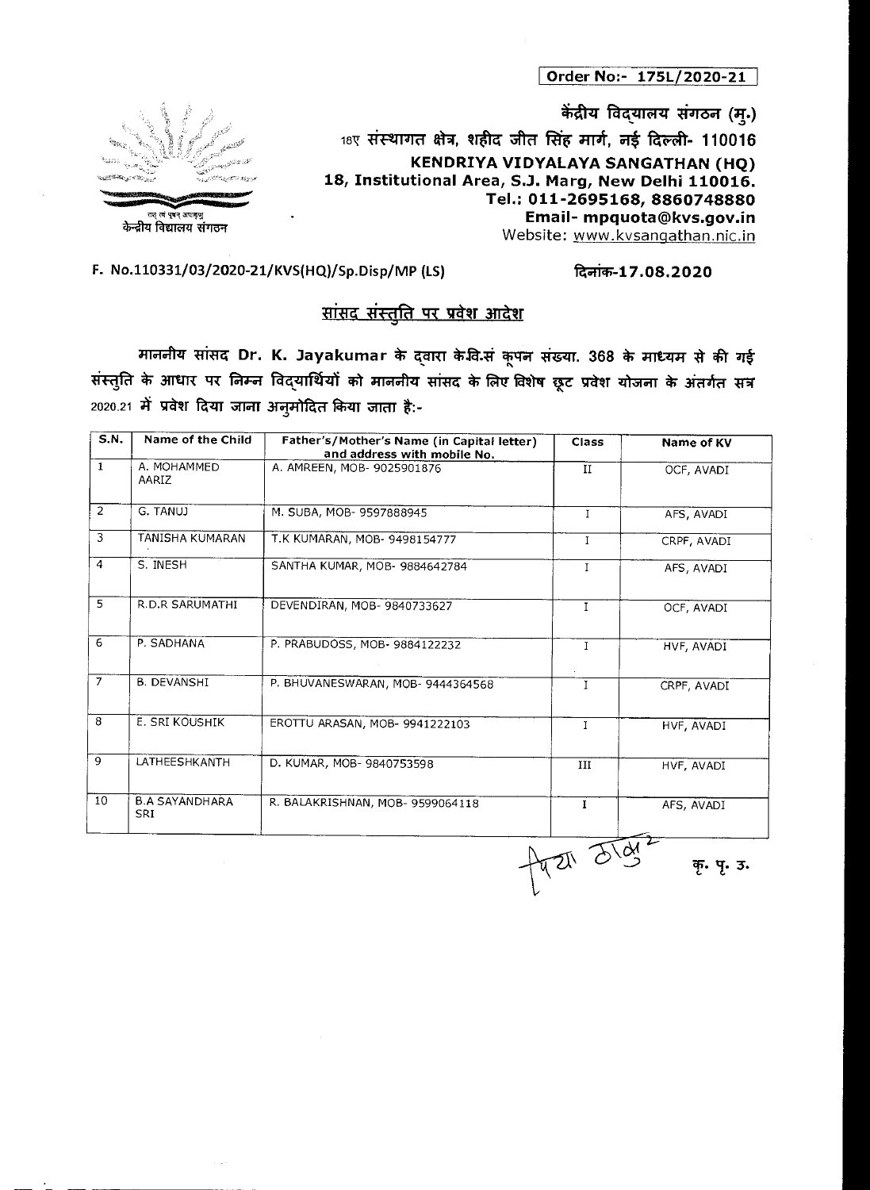**Order No:- 175L/2020-21**

केंद्रीय विद्यालय संगठन (मु.)
18ए संस्थागत क्षेत्र, शहीद जीत सिंह मार्ग, नई दिल्ली- 110016
**KENDRIYA VIDYALAYA SANGATHAN (HQ)**
**18, Institutional Area, S.J. Marg, New Delhi 110016.**
**Tel.: 011-2695168, 8860748880**
**Email- mpquota@kvs.gov.in**
Website: www.kvsangathan.nic.in

तत् त्वं पूषन् अपावृणु
केन्द्रीय विद्यालय संगठन

**F. No.110331/03/2020-21/KVS(HQ)/Sp.Disp/MP (LS)** **दिनांक-17.08.2020**

## सांसद संस्तुति पर प्रवेश आदेश

माननीय सांसद **Dr. K. Jayakumar** के द्वारा के.वि.सं. कूपन संख्या. 368 के माध्यम से की गई संस्तुति के आधार पर निम्न विद्यार्थियों को माननीय सांसद के लिए विशेष छूट प्रवेश योजना के अंतर्गत सत्र 2020.21 में प्रवेश दिया जाना अनुमोदित किया जाता है:-

| S.N. | Name of the Child | Father's/Mother's Name (in Capital letter) and address with mobile No. | Class | Name of KV |
|---|---|---|---|---|
| 1 | A. MOHAMMED AARIZ | A. AMREEN, MOB- 9025901876 | II | OCF, AVADI |
| 2 | G. TANUJ | M. SUBA, MOB- 9597888945 | I | AFS, AVADI |
| 3 | TANISHA KUMARAN | T.K KUMARAN, MOB- 9498154777 | I | CRPF, AVADI |
| 4 | S. INESH | SANTHA KUMAR, MOB- 9884642784 | I | AFS, AVADI |
| 5 | R.D.R SARUMATHI | DEVENDIRAN, MOB- 9840733627 | I | OCF, AVADI |
| 6 | P. SADHANA | P. PRABUDOSS, MOB- 9884122232 | I | HVF, AVADI |
| 7 | B. DEVANSHI | P. BHUVANESWARAN, MOB- 9444364568 | I | CRPF, AVADI |
| 8 | E. SRI KOUSHIK | EROTTU ARASAN, MOB- 9941222103 | I | HVF, AVADI |
| 9 | LATHEESHKANTH | D. KUMAR, MOB- 9840753598 | III | HVF, AVADI |
| 10 | B.A SAYANDHARA SRI | R. BALAKRISHNAN, MOB- 9599064118 | I | AFS, AVADI |

प्रिया ठाकुर

कृ. पृ. उ.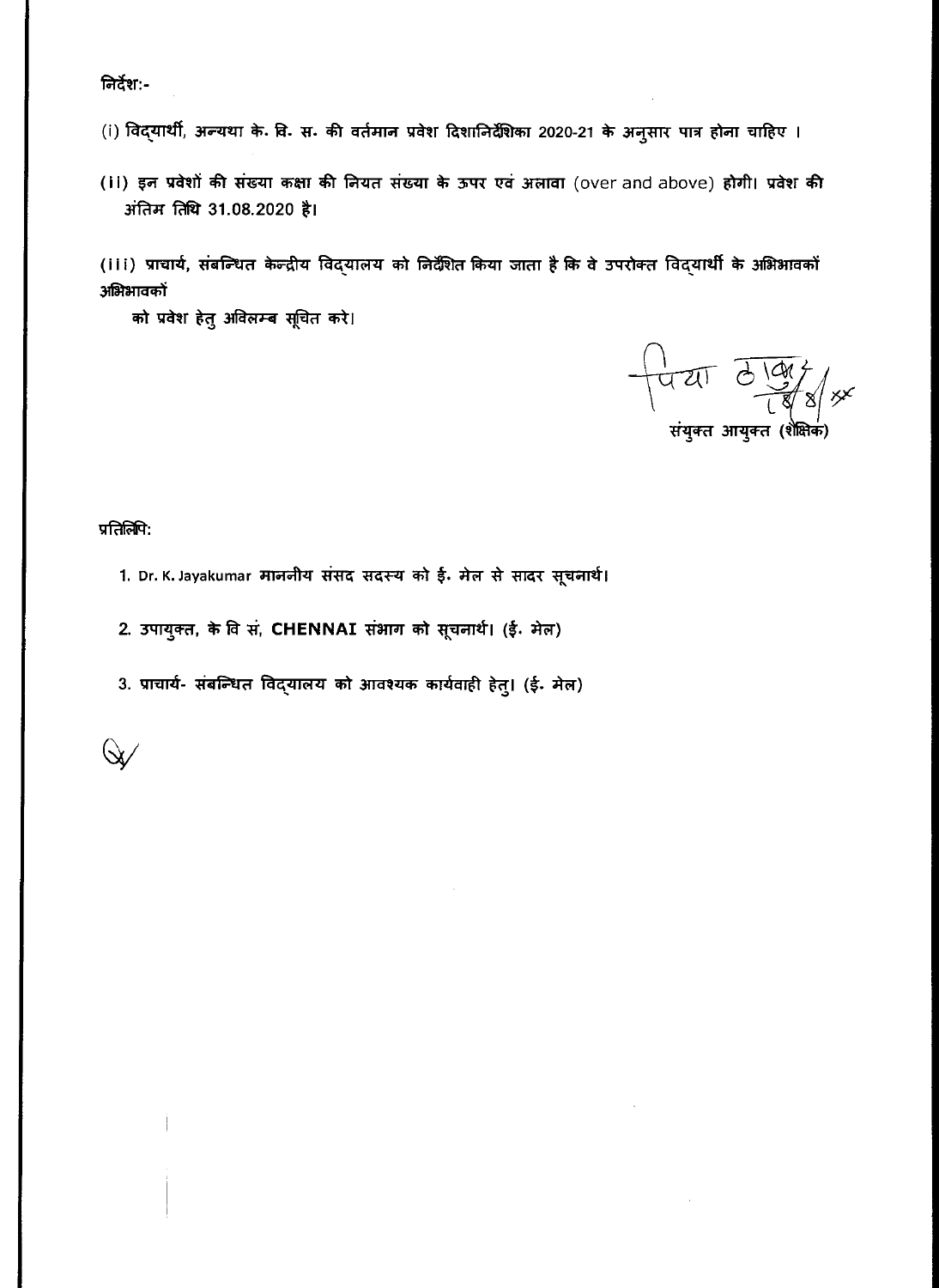निर्देश:-

(i) विद्यार्थी, अन्यथा के. वि. स. की वर्तमान प्रवेश दिशानिर्देशिका 2020-21 के अनुसार पात्र होना चाहिए ।

(ii) इन प्रवेशों की संख्या कक्षा की नियत संख्या के ऊपर एवं अलावा (over and above) होगी। प्रवेश की अंतिम तिथि 31.08.2020 है।

(iii) प्राचार्य, संबन्धित केन्द्रीय विद्यालय को निर्देशित किया जाता है कि वे उपरोक्त विद्यार्थी के अभिभावकों अभिभावकों

को प्रवेश हेतु अविलम्ब सूचित करे।

प्रिया ठाकुर
18/8/xx
संयुक्त आयुक्त (शैक्षिक)

प्रतिलिपि:

1. Dr. K. Jayakumar माननीय संसद सदस्य को ई. मेल से सादर सूचनार्थ।
2. उपायुक्त, के वि सं, CHENNAI संभाग को सूचनार्थ। (ई. मेल)
3. प्राचार्य- संबन्धित विद्यालय को आवश्यक कार्यवाही हेतु। (ई. मेल)